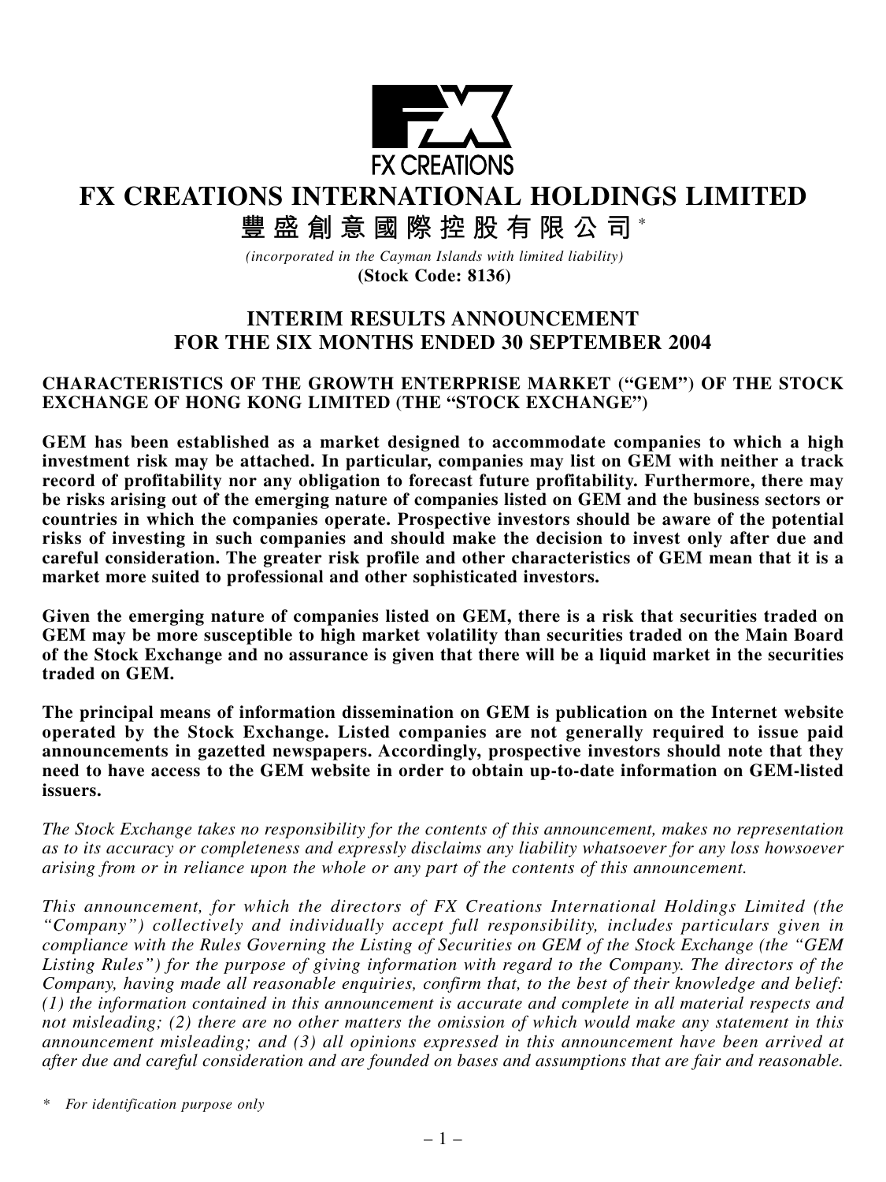FX CREATIONS

# FX CREATIONS INTERNATIONAL HOLDINGS LIMITED

# 豐盛創意國際控股有限公司 *

*(incorporated in the Cayman Islands with limited liability)*

**(Stock Code: 8136)**

## INTERIM RESULTS ANNOUNCEMENT FOR THE SIX MONTHS ENDED 30 SEPTEMBER 2004

**CHARACTERISTICS OF THE GROWTH ENTERPRISE MARKET ("GEM") OF THE STOCK EXCHANGE OF HONG KONG LIMITED (THE "STOCK EXCHANGE")**

**GEM has been established as a market designed to accommodate companies to which a high investment risk may be attached. In particular, companies may list on GEM with neither a track record of profitability nor any obligation to forecast future profitability. Furthermore, there may be risks arising out of the emerging nature of companies listed on GEM and the business sectors or countries in which the companies operate. Prospective investors should be aware of the potential risks of investing in such companies and should make the decision to invest only after due and careful consideration. The greater risk profile and other characteristics of GEM mean that it is a market more suited to professional and other sophisticated investors.**

**Given the emerging nature of companies listed on GEM, there is a risk that securities traded on GEM may be more susceptible to high market volatility than securities traded on the Main Board of the Stock Exchange and no assurance is given that there will be a liquid market in the securities traded on GEM.**

**The principal means of information dissemination on GEM is publication on the Internet website operated by the Stock Exchange. Listed companies are not generally required to issue paid announcements in gazetted newspapers. Accordingly, prospective investors should note that they need to have access to the GEM website in order to obtain up-to-date information on GEM-listed issuers.**

*The Stock Exchange takes no responsibility for the contents of this announcement, makes no representation as to its accuracy or completeness and expressly disclaims any liability whatsoever for any loss howsoever arising from or in reliance upon the whole or any part of the contents of this announcement.*

*This announcement, for which the directors of FX Creations International Holdings Limited (the "Company") collectively and individually accept full responsibility, includes particulars given in compliance with the Rules Governing the Listing of Securities on GEM of the Stock Exchange (the "GEM Listing Rules") for the purpose of giving information with regard to the Company. The directors of the Company, having made all reasonable enquiries, confirm that, to the best of their knowledge and belief: (1) the information contained in this announcement is accurate and complete in all material respects and not misleading; (2) there are no other matters the omission of which would make any statement in this announcement misleading; and (3) all opinions expressed in this announcement have been arrived at after due and careful consideration and are founded on bases and assumptions that are fair and reasonable.*

\* *For identification purpose only*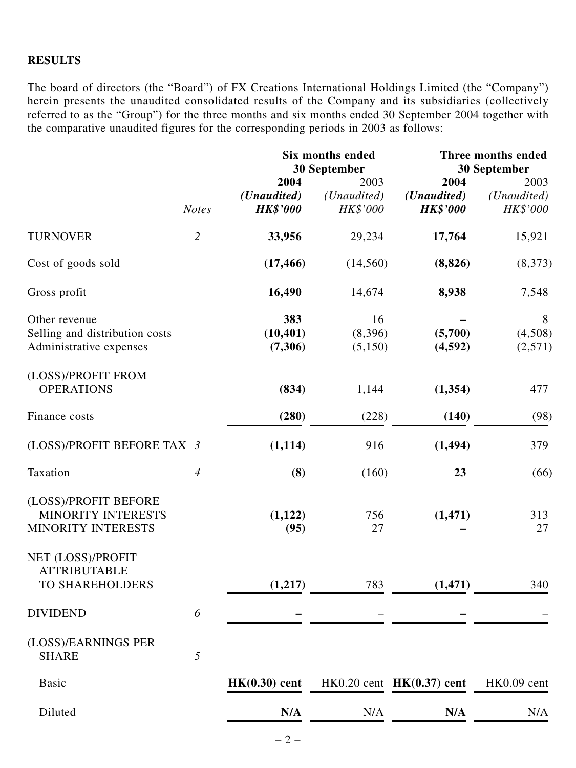## RESULTS

The board of directors (the "Board") of FX Creations International Holdings Limited (the "Company") herein presents the unaudited consolidated results of the Company and its subsidiaries (collectively referred to as the "Group") for the three months and six months ended 30 September 2004 together with the comparative unaudited figures for the corresponding periods in 2003 as follows:

| | | Six months ended 30 September | | Three months ended 30 September | |
|---|---|---|---|---|---|
| | | **2004** | 2003 | **2004** | 2003 |
| | | ***(Unaudited)*** | *(Unaudited)* | ***(Unaudited)*** | *(Unaudited)* |
| | *Notes* | ***HK$'000*** | *HK$'000* | ***HK$'000*** | *HK$'000* |
| TURNOVER | *2* | **33,956** | 29,234 | **17,764** | 15,921 |
| Cost of goods sold | | **(17,466)** | (14,560) | **(8,826)** | (8,373) |
| Gross profit | | **16,490** | 14,674 | **8,938** | 7,548 |
| Other revenue | | **383** | 16 | **–** | 8 |
| Selling and distribution costs | | **(10,401)** | (8,396) | **(5,700)** | (4,508) |
| Administrative expenses | | **(7,306)** | (5,150) | **(4,592)** | (2,571) |
| (LOSS)/PROFIT FROM OPERATIONS | | **(834)** | 1,144 | **(1,354)** | 477 |
| Finance costs | | **(280)** | (228) | **(140)** | (98) |
| (LOSS)/PROFIT BEFORE TAX | *3* | **(1,114)** | 916 | **(1,494)** | 379 |
| Taxation | *4* | **(8)** | (160) | **23** | (66) |
| (LOSS)/PROFIT BEFORE MINORITY INTERESTS | | **(1,122)** | 756 | **(1,471)** | 313 |
| MINORITY INTERESTS | | **(95)** | 27 | **–** | 27 |
| NET (LOSS)/PROFIT ATTRIBUTABLE TO SHAREHOLDERS | | **(1,217)** | 783 | **(1,471)** | 340 |
| DIVIDEND | *6* | **–** | – | **–** | – |
| (LOSS)/EARNINGS PER SHARE | *5* | | | | |
| Basic | | **HK(0.30) cent** | HK0.20 cent | **HK(0.37) cent** | HK0.09 cent |
| Diluted | | **N/A** | N/A | **N/A** | N/A |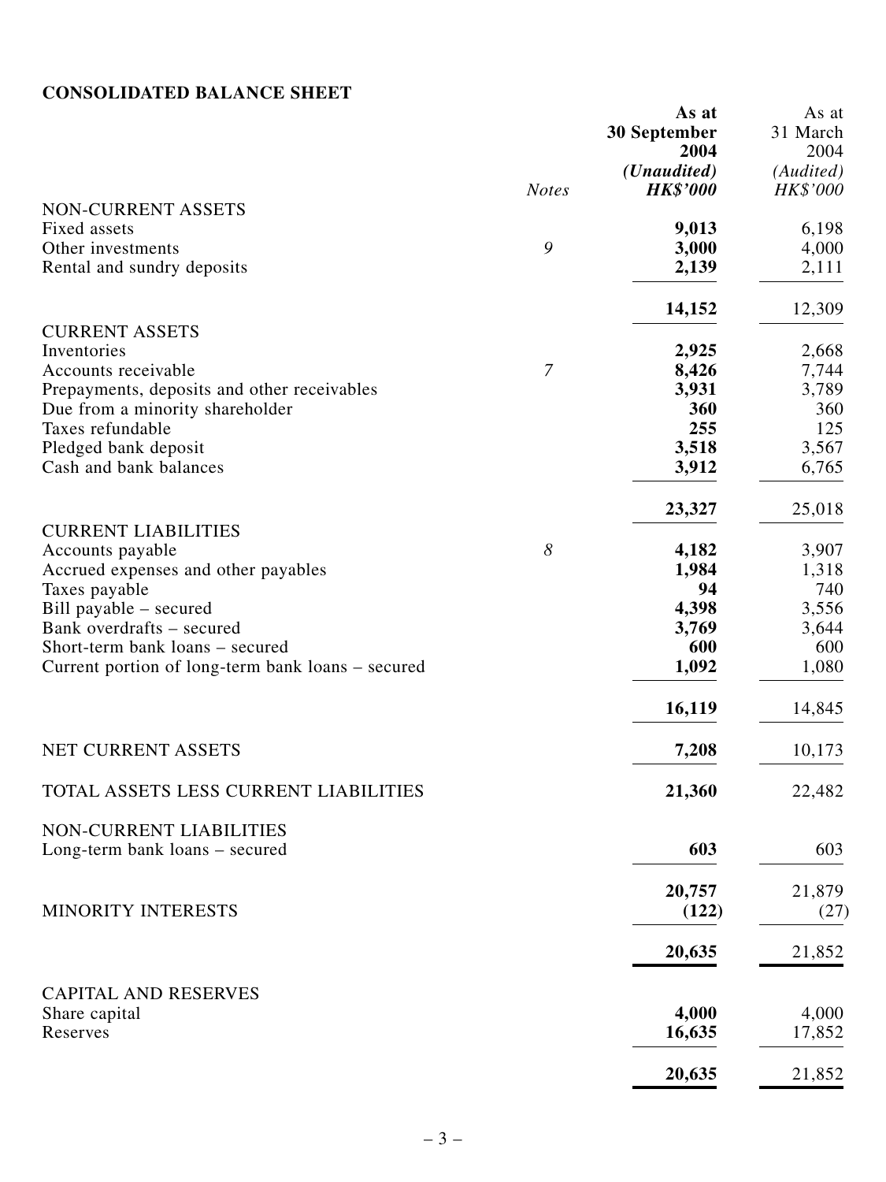## CONSOLIDATED BALANCE SHEET

| | Notes | As at 30 September 2004 *(Unaudited)* HK\$'000 | As at 31 March 2004 *(Audited)* HK\$'000 |
|---|---|---|---|
| NON-CURRENT ASSETS | | | |
| Fixed assets | | **9,013** | 6,198 |
| Other investments | 9 | **3,000** | 4,000 |
| Rental and sundry deposits | | **2,139** | 2,111 |
| | | **14,152** | 12,309 |
| CURRENT ASSETS | | | |
| Inventories | | **2,925** | 2,668 |
| Accounts receivable | 7 | **8,426** | 7,744 |
| Prepayments, deposits and other receivables | | **3,931** | 3,789 |
| Due from a minority shareholder | | **360** | 360 |
| Taxes refundable | | **255** | 125 |
| Pledged bank deposit | | **3,518** | 3,567 |
| Cash and bank balances | | **3,912** | 6,765 |
| | | **23,327** | 25,018 |
| CURRENT LIABILITIES | | | |
| Accounts payable | 8 | **4,182** | 3,907 |
| Accrued expenses and other payables | | **1,984** | 1,318 |
| Taxes payable | | **94** | 740 |
| Bill payable – secured | | **4,398** | 3,556 |
| Bank overdrafts – secured | | **3,769** | 3,644 |
| Short-term bank loans – secured | | **600** | 600 |
| Current portion of long-term bank loans – secured | | **1,092** | 1,080 |
| | | **16,119** | 14,845 |
| NET CURRENT ASSETS | | **7,208** | 10,173 |
| TOTAL ASSETS LESS CURRENT LIABILITIES | | **21,360** | 22,482 |
| NON-CURRENT LIABILITIES | | | |
| Long-term bank loans – secured | | **603** | 603 |
| | | **20,757** | 21,879 |
| MINORITY INTERESTS | | **(122)** | (27) |
| | | **20,635** | 21,852 |
| CAPITAL AND RESERVES | | | |
| Share capital | | **4,000** | 4,000 |
| Reserves | | **16,635** | 17,852 |
| | | **20,635** | 21,852 |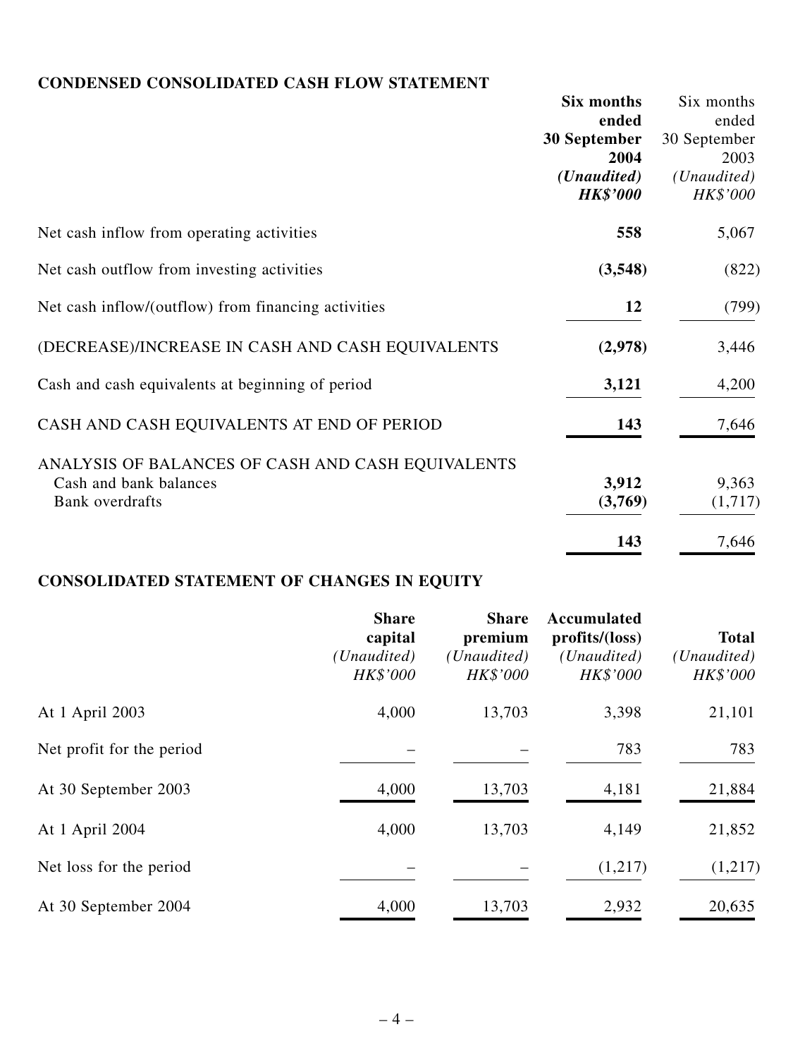## CONDENSED CONSOLIDATED CASH FLOW STATEMENT

| | **Six months ended 30 September 2004** *(Unaudited)* ***HK$'000*** | Six months ended 30 September 2003 *(Unaudited)* *HK$'000* |
|---|---|---|
| Net cash inflow from operating activities | **558** | 5,067 |
| Net cash outflow from investing activities | **(3,548)** | (822) |
| Net cash inflow/(outflow) from financing activities | **12** | (799) |
| (DECREASE)/INCREASE IN CASH AND CASH EQUIVALENTS | **(2,978)** | 3,446 |
| Cash and cash equivalents at beginning of period | **3,121** | 4,200 |
| CASH AND CASH EQUIVALENTS AT END OF PERIOD | **143** | 7,646 |
| ANALYSIS OF BALANCES OF CASH AND CASH EQUIVALENTS | | |
| Cash and bank balances | **3,912** | 9,363 |
| Bank overdrafts | **(3,769)** | (1,717) |
| | **143** | 7,646 |

## CONSOLIDATED STATEMENT OF CHANGES IN EQUITY

| | **Share capital** *(Unaudited)* *HK$'000* | **Share premium** *(Unaudited)* *HK$'000* | **Accumulated profits/(loss)** *(Unaudited)* *HK$'000* | **Total** *(Unaudited)* *HK$'000* |
|---|---|---|---|---|
| At 1 April 2003 | 4,000 | 13,703 | 3,398 | 21,101 |
| Net profit for the period | – | – | 783 | 783 |
| At 30 September 2003 | 4,000 | 13,703 | 4,181 | 21,884 |
| At 1 April 2004 | 4,000 | 13,703 | 4,149 | 21,852 |
| Net loss for the period | – | – | (1,217) | (1,217) |
| At 30 September 2004 | 4,000 | 13,703 | 2,932 | 20,635 |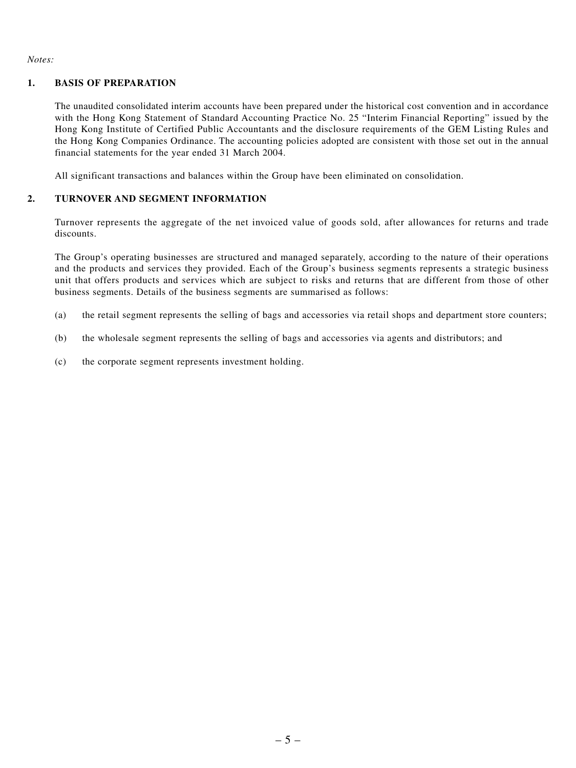*Notes:*

## 1. BASIS OF PREPARATION

The unaudited consolidated interim accounts have been prepared under the historical cost convention and in accordance with the Hong Kong Statement of Standard Accounting Practice No. 25 "Interim Financial Reporting" issued by the Hong Kong Institute of Certified Public Accountants and the disclosure requirements of the GEM Listing Rules and the Hong Kong Companies Ordinance. The accounting policies adopted are consistent with those set out in the annual financial statements for the year ended 31 March 2004.

All significant transactions and balances within the Group have been eliminated on consolidation.

## 2. TURNOVER AND SEGMENT INFORMATION

Turnover represents the aggregate of the net invoiced value of goods sold, after allowances for returns and trade discounts.

The Group's operating businesses are structured and managed separately, according to the nature of their operations and the products and services they provided. Each of the Group's business segments represents a strategic business unit that offers products and services which are subject to risks and returns that are different from those of other business segments. Details of the business segments are summarised as follows:

(a) the retail segment represents the selling of bags and accessories via retail shops and department store counters;

(b) the wholesale segment represents the selling of bags and accessories via agents and distributors; and

(c) the corporate segment represents investment holding.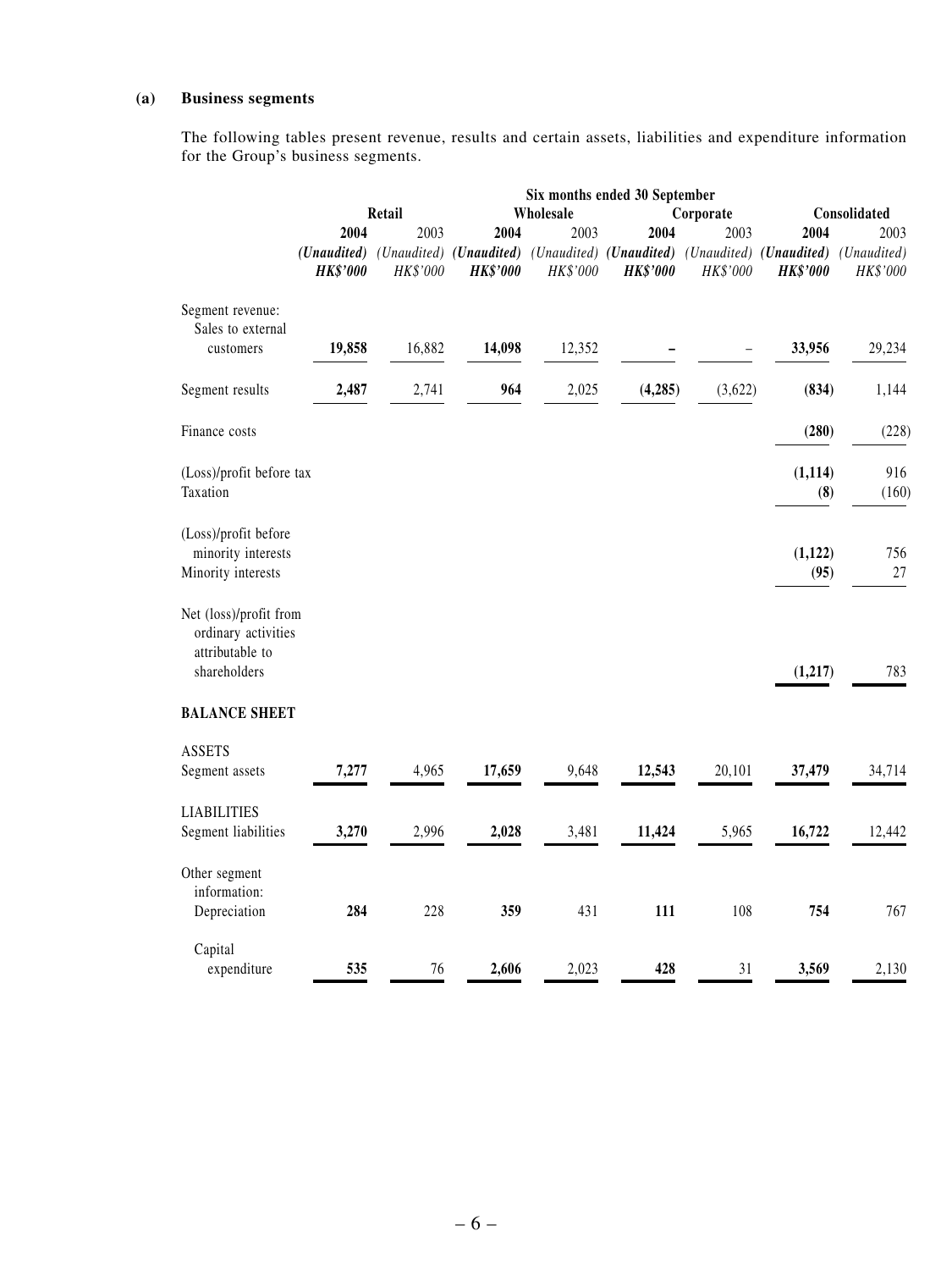**(a) Business segments**

The following tables present revenue, results and certain assets, liabilities and expenditure information for the Group's business segments.

| | Six months ended 30 September | | | | | | | |
|---|---|---|---|---|---|---|---|---|
| | Retail | | Wholesale | | Corporate | | Consolidated | |
| | **2004** | 2003 | **2004** | 2003 | **2004** | 2003 | **2004** | 2003 |
| | ***(Unaudited)*** | *(Unaudited)* | ***(Unaudited)*** | *(Unaudited)* | ***(Unaudited)*** | *(Unaudited)* | ***(Unaudited)*** | *(Unaudited)* |
| | ***HK$'000*** | *HK$'000* | ***HK$'000*** | *HK$'000* | ***HK$'000*** | *HK$'000* | ***HK$'000*** | *HK$'000* |
| Segment revenue: | | | | | | | | |
| Sales to external customers | **19,858** | 16,882 | **14,098** | 12,352 | **–** | – | **33,956** | 29,234 |
| Segment results | **2,487** | 2,741 | **964** | 2,025 | **(4,285)** | (3,622) | **(834)** | 1,144 |
| Finance costs | | | | | | | **(280)** | (228) |
| (Loss)/profit before tax | | | | | | | **(1,114)** | 916 |
| Taxation | | | | | | | **(8)** | (160) |
| (Loss)/profit before minority interests | | | | | | | **(1,122)** | 756 |
| Minority interests | | | | | | | **(95)** | 27 |
| Net (loss)/profit from ordinary activities attributable to shareholders | | | | | | | **(1,217)** | 783 |
| **BALANCE SHEET** | | | | | | | | |
| ASSETS | | | | | | | | |
| Segment assets | **7,277** | 4,965 | **17,659** | 9,648 | **12,543** | 20,101 | **37,479** | 34,714 |
| LIABILITIES | | | | | | | | |
| Segment liabilities | **3,270** | 2,996 | **2,028** | 3,481 | **11,424** | 5,965 | **16,722** | 12,442 |
| Other segment information: | | | | | | | | |
| Depreciation | **284** | 228 | **359** | 431 | **111** | 108 | **754** | 767 |
| Capital expenditure | **535** | 76 | **2,606** | 2,023 | **428** | 31 | **3,569** | 2,130 |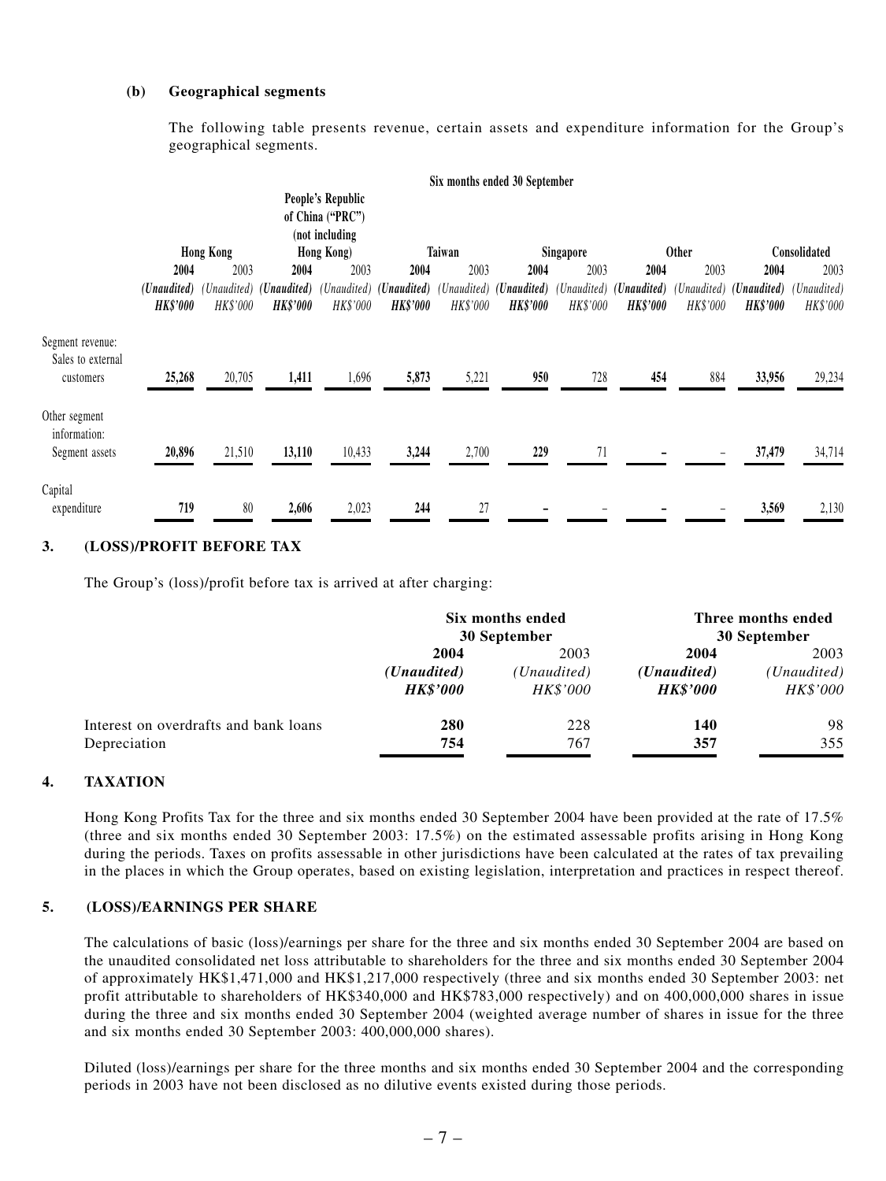**(b) Geographical segments**

The following table presents revenue, certain assets and expenditure information for the Group's geographical segments.

| | Six months ended 30 September | | | | | | | | | | | |
|---|---|---|---|---|---|---|---|---|---|---|---|---|
| | Hong Kong | | People's Republic of China ("PRC") (not including Hong Kong) | | Taiwan | | Singapore | | Other | | Consolidated | |
| | **2004** | 2003 | **2004** | 2003 | **2004** | 2003 | **2004** | 2003 | **2004** | 2003 | **2004** | 2003 |
| | ***(Unaudited)*** | *(Unaudited)* | ***(Unaudited)*** | *(Unaudited)* | ***(Unaudited)*** | *(Unaudited)* | ***(Unaudited)*** | *(Unaudited)* | ***(Unaudited)*** | *(Unaudited)* | ***(Unaudited)*** | *(Unaudited)* |
| | ***HK$'000*** | *HK$'000* | ***HK$'000*** | *HK$'000* | ***HK$'000*** | *HK$'000* | ***HK$'000*** | *HK$'000* | ***HK$'000*** | *HK$'000* | ***HK$'000*** | *HK$'000* |
| Segment revenue: | | | | | | | | | | | | |
| Sales to external customers | **25,268** | 20,705 | **1,411** | 1,696 | **5,873** | 5,221 | **950** | 728 | **454** | 884 | **33,956** | 29,234 |
| Other segment information: | | | | | | | | | | | | |
| Segment assets | **20,896** | 21,510 | **13,110** | 10,433 | **3,244** | 2,700 | **229** | 71 | **–** | – | **37,479** | 34,714 |
| Capital expenditure | **719** | 80 | **2,606** | 2,023 | **244** | 27 | **–** | – | **–** | – | **3,569** | 2,130 |

## 3. (LOSS)/PROFIT BEFORE TAX

The Group's (loss)/profit before tax is arrived at after charging:

| | Six months ended 30 September | | Three months ended 30 September | |
|---|---|---|---|---|
| | **2004** | 2003 | **2004** | 2003 |
| | ***(Unaudited)*** | *(Unaudited)* | ***(Unaudited)*** | *(Unaudited)* |
| | ***HK$'000*** | *HK$'000* | ***HK$'000*** | *HK$'000* |
| Interest on overdrafts and bank loans | **280** | 228 | **140** | 98 |
| Depreciation | **754** | 767 | **357** | 355 |

## 4. TAXATION

Hong Kong Profits Tax for the three and six months ended 30 September 2004 have been provided at the rate of 17.5% (three and six months ended 30 September 2003: 17.5%) on the estimated assessable profits arising in Hong Kong during the periods. Taxes on profits assessable in other jurisdictions have been calculated at the rates of tax prevailing in the places in which the Group operates, based on existing legislation, interpretation and practices in respect thereof.

## 5. (LOSS)/EARNINGS PER SHARE

The calculations of basic (loss)/earnings per share for the three and six months ended 30 September 2004 are based on the unaudited consolidated net loss attributable to shareholders for the three and six months ended 30 September 2004 of approximately HK$1,471,000 and HK$1,217,000 respectively (three and six months ended 30 September 2003: net profit attributable to shareholders of HK$340,000 and HK$783,000 respectively) and on 400,000,000 shares in issue during the three and six months ended 30 September 2004 (weighted average number of shares in issue for the three and six months ended 30 September 2003: 400,000,000 shares).

Diluted (loss)/earnings per share for the three months and six months ended 30 September 2004 and the corresponding periods in 2003 have not been disclosed as no dilutive events existed during those periods.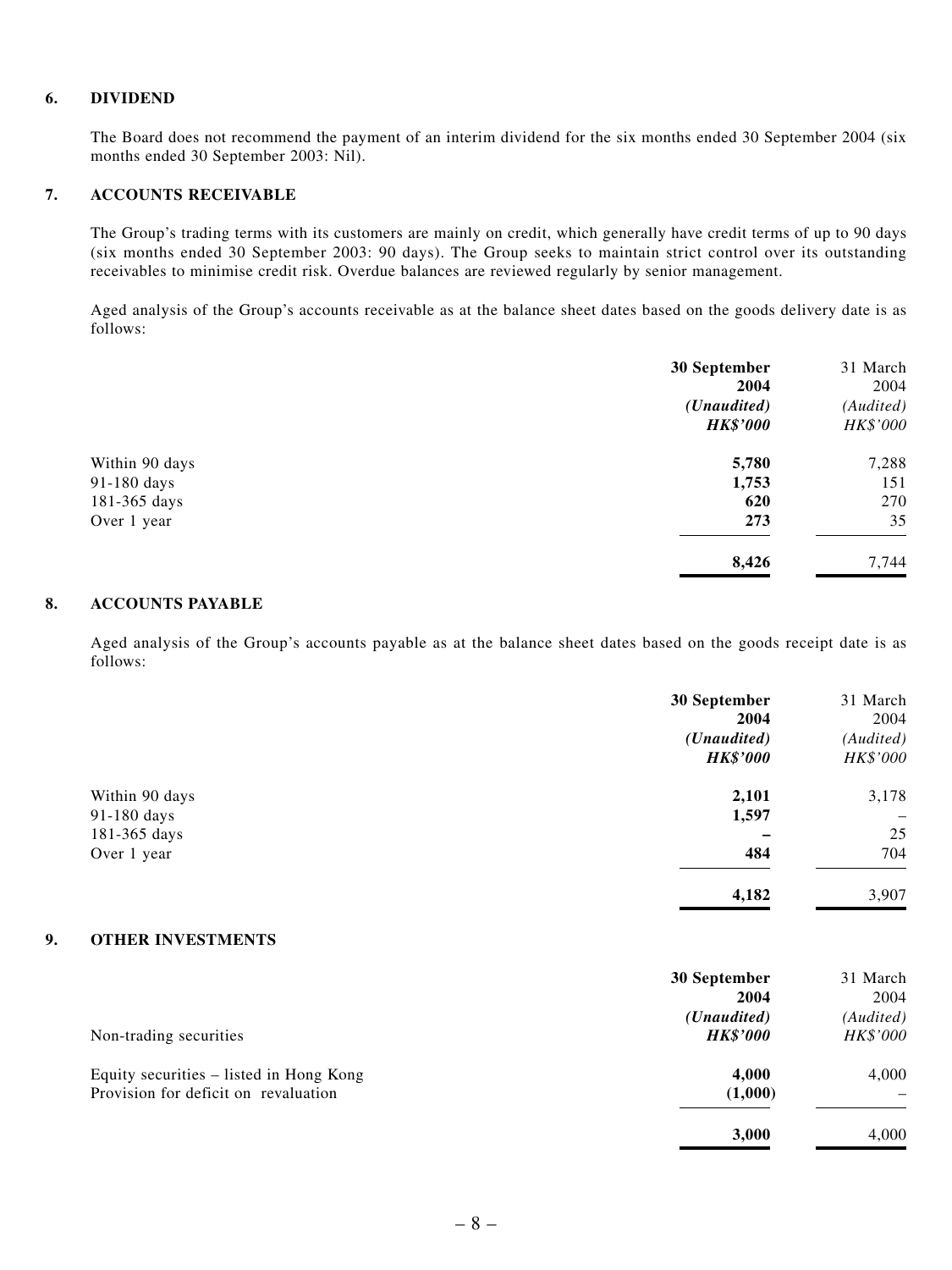### 6. DIVIDEND

The Board does not recommend the payment of an interim dividend for the six months ended 30 September 2004 (six months ended 30 September 2003: Nil).

### 7. ACCOUNTS RECEIVABLE

The Group's trading terms with its customers are mainly on credit, which generally have credit terms of up to 90 days (six months ended 30 September 2003: 90 days). The Group seeks to maintain strict control over its outstanding receivables to minimise credit risk. Overdue balances are reviewed regularly by senior management.

Aged analysis of the Group's accounts receivable as at the balance sheet dates based on the goods delivery date is as follows:

| | **30 September 2004** | 31 March 2004 |
|---|---|---|
| | ***(Unaudited)*** | *(Audited)* |
| | ***HK$'000*** | *HK$'000* |
| Within 90 days | **5,780** | 7,288 |
| 91-180 days | **1,753** | 151 |
| 181-365 days | **620** | 270 |
| Over 1 year | **273** | 35 |
| | **8,426** | 7,744 |

### 8. ACCOUNTS PAYABLE

Aged analysis of the Group's accounts payable as at the balance sheet dates based on the goods receipt date is as follows:

| | **30 September 2004** | 31 March 2004 |
|---|---|---|
| | ***(Unaudited)*** | *(Audited)* |
| | ***HK$'000*** | *HK$'000* |
| Within 90 days | **2,101** | 3,178 |
| 91-180 days | **1,597** | – |
| 181-365 days | **–** | 25 |
| Over 1 year | **484** | 704 |
| | **4,182** | 3,907 |

### 9. OTHER INVESTMENTS

| | **30 September 2004** | 31 March 2004 |
|---|---|---|
| | ***(Unaudited)*** | *(Audited)* |
| Non-trading securities | ***HK$'000*** | *HK$'000* |
| Equity securities – listed in Hong Kong | **4,000** | 4,000 |
| Provision for deficit on revaluation | **(1,000)** | – |
| | **3,000** | 4,000 |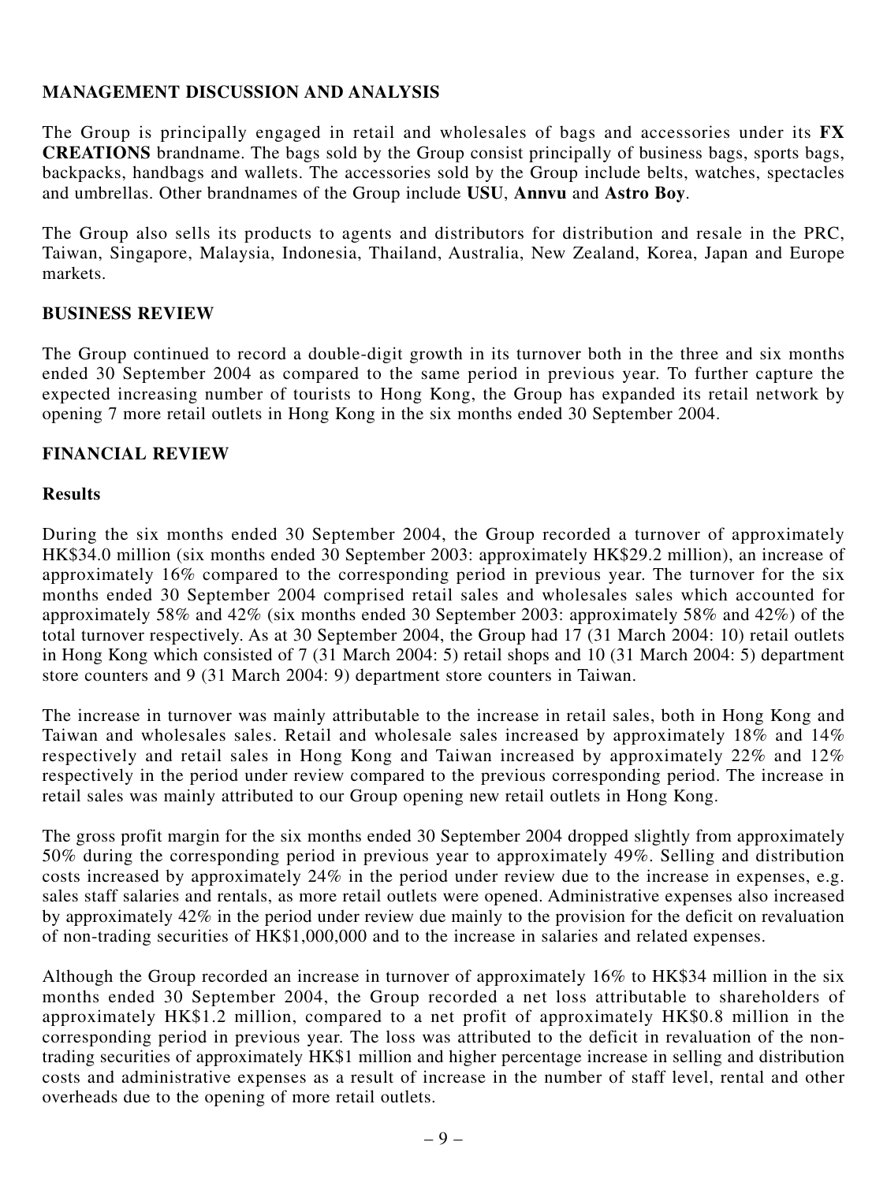## MANAGEMENT DISCUSSION AND ANALYSIS

The Group is principally engaged in retail and wholesales of bags and accessories under its **FX CREATIONS** brandname. The bags sold by the Group consist principally of business bags, sports bags, backpacks, handbags and wallets. The accessories sold by the Group include belts, watches, spectacles and umbrellas. Other brandnames of the Group include **USU**, **Annvu** and **Astro Boy**.

The Group also sells its products to agents and distributors for distribution and resale in the PRC, Taiwan, Singapore, Malaysia, Indonesia, Thailand, Australia, New Zealand, Korea, Japan and Europe markets.

## BUSINESS REVIEW

The Group continued to record a double-digit growth in its turnover both in the three and six months ended 30 September 2004 as compared to the same period in previous year. To further capture the expected increasing number of tourists to Hong Kong, the Group has expanded its retail network by opening 7 more retail outlets in Hong Kong in the six months ended 30 September 2004.

## FINANCIAL REVIEW

### Results

During the six months ended 30 September 2004, the Group recorded a turnover of approximately HK$34.0 million (six months ended 30 September 2003: approximately HK$29.2 million), an increase of approximately 16% compared to the corresponding period in previous year. The turnover for the six months ended 30 September 2004 comprised retail sales and wholesales sales which accounted for approximately 58% and 42% (six months ended 30 September 2003: approximately 58% and 42%) of the total turnover respectively. As at 30 September 2004, the Group had 17 (31 March 2004: 10) retail outlets in Hong Kong which consisted of 7 (31 March 2004: 5) retail shops and 10 (31 March 2004: 5) department store counters and 9 (31 March 2004: 9) department store counters in Taiwan.

The increase in turnover was mainly attributable to the increase in retail sales, both in Hong Kong and Taiwan and wholesales sales. Retail and wholesale sales increased by approximately 18% and 14% respectively and retail sales in Hong Kong and Taiwan increased by approximately 22% and 12% respectively in the period under review compared to the previous corresponding period. The increase in retail sales was mainly attributed to our Group opening new retail outlets in Hong Kong.

The gross profit margin for the six months ended 30 September 2004 dropped slightly from approximately 50% during the corresponding period in previous year to approximately 49%. Selling and distribution costs increased by approximately 24% in the period under review due to the increase in expenses, e.g. sales staff salaries and rentals, as more retail outlets were opened. Administrative expenses also increased by approximately 42% in the period under review due mainly to the provision for the deficit on revaluation of non-trading securities of HK$1,000,000 and to the increase in salaries and related expenses.

Although the Group recorded an increase in turnover of approximately 16% to HK$34 million in the six months ended 30 September 2004, the Group recorded a net loss attributable to shareholders of approximately HK$1.2 million, compared to a net profit of approximately HK$0.8 million in the corresponding period in previous year. The loss was attributed to the deficit in revaluation of the non-trading securities of approximately HK$1 million and higher percentage increase in selling and distribution costs and administrative expenses as a result of increase in the number of staff level, rental and other overheads due to the opening of more retail outlets.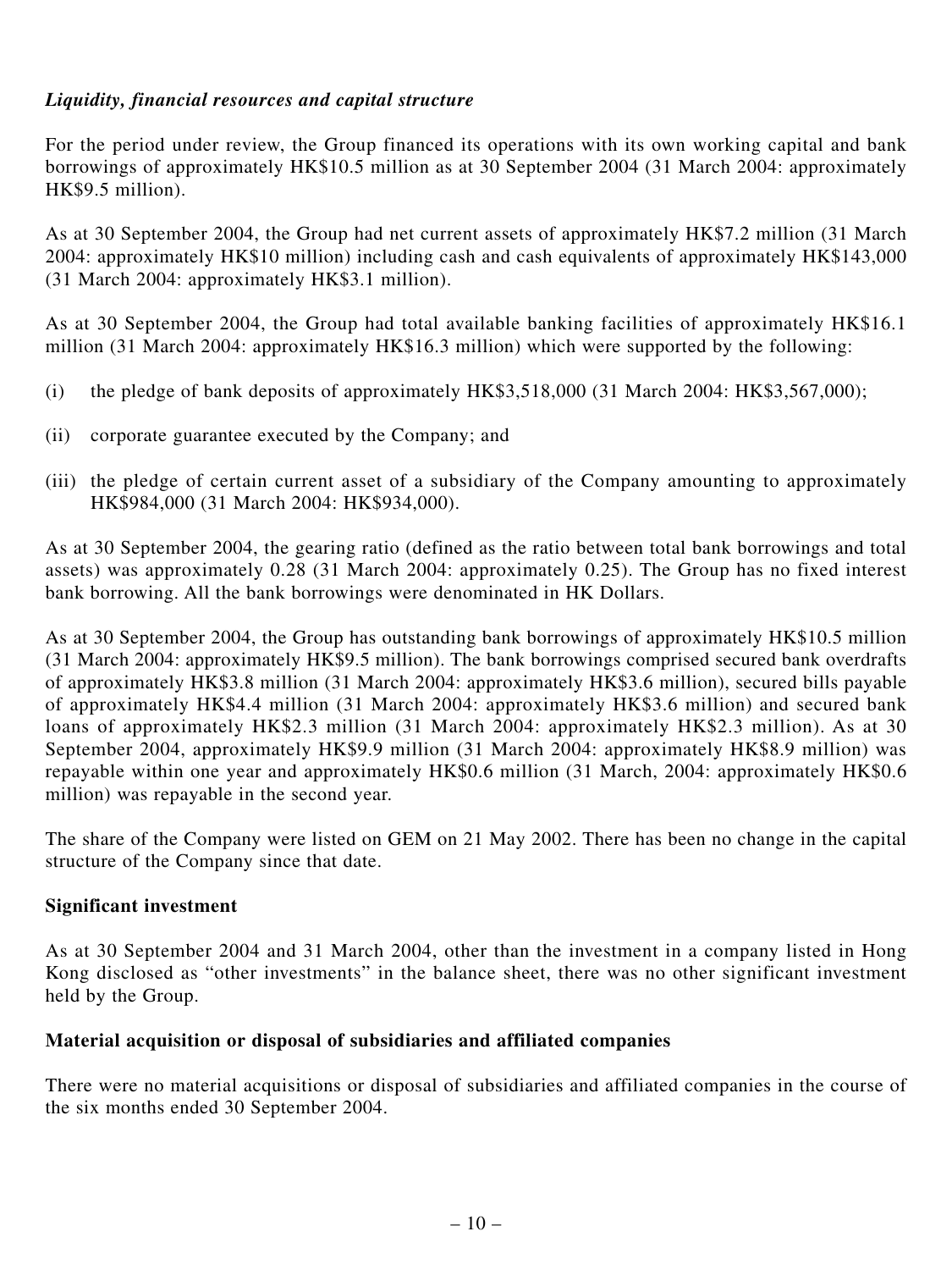### *Liquidity, financial resources and capital structure*

For the period under review, the Group financed its operations with its own working capital and bank borrowings of approximately HK$10.5 million as at 30 September 2004 (31 March 2004: approximately HK$9.5 million).

As at 30 September 2004, the Group had net current assets of approximately HK$7.2 million (31 March 2004: approximately HK$10 million) including cash and cash equivalents of approximately HK$143,000 (31 March 2004: approximately HK$3.1 million).

As at 30 September 2004, the Group had total available banking facilities of approximately HK$16.1 million (31 March 2004: approximately HK$16.3 million) which were supported by the following:

(i) the pledge of bank deposits of approximately HK$3,518,000 (31 March 2004: HK$3,567,000);

(ii) corporate guarantee executed by the Company; and

(iii) the pledge of certain current asset of a subsidiary of the Company amounting to approximately HK$984,000 (31 March 2004: HK$934,000).

As at 30 September 2004, the gearing ratio (defined as the ratio between total bank borrowings and total assets) was approximately 0.28 (31 March 2004: approximately 0.25). The Group has no fixed interest bank borrowing. All the bank borrowings were denominated in HK Dollars.

As at 30 September 2004, the Group has outstanding bank borrowings of approximately HK$10.5 million (31 March 2004: approximately HK$9.5 million). The bank borrowings comprised secured bank overdrafts of approximately HK$3.8 million (31 March 2004: approximately HK$3.6 million), secured bills payable of approximately HK$4.4 million (31 March 2004: approximately HK$3.6 million) and secured bank loans of approximately HK$2.3 million (31 March 2004: approximately HK$2.3 million). As at 30 September 2004, approximately HK$9.9 million (31 March 2004: approximately HK$8.9 million) was repayable within one year and approximately HK$0.6 million (31 March, 2004: approximately HK$0.6 million) was repayable in the second year.

The share of the Company were listed on GEM on 21 May 2002. There has been no change in the capital structure of the Company since that date.

**Significant investment**

As at 30 September 2004 and 31 March 2004, other than the investment in a company listed in Hong Kong disclosed as "other investments" in the balance sheet, there was no other significant investment held by the Group.

**Material acquisition or disposal of subsidiaries and affiliated companies**

There were no material acquisitions or disposal of subsidiaries and affiliated companies in the course of the six months ended 30 September 2004.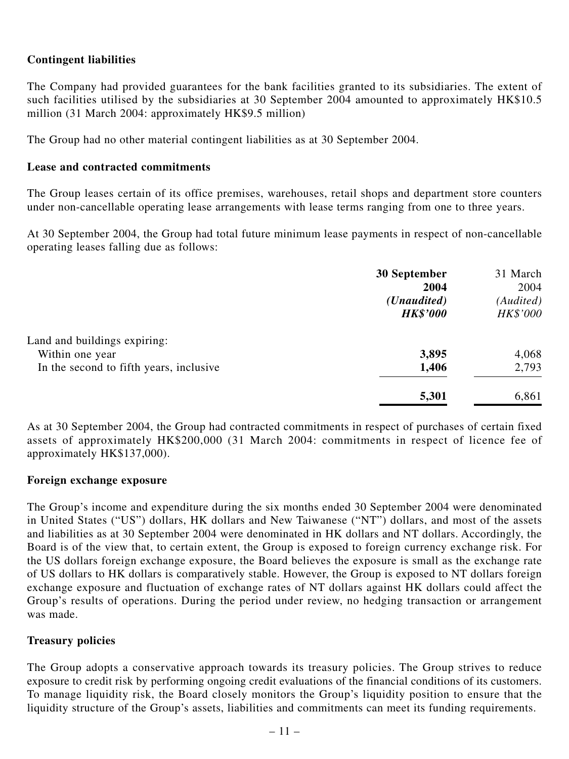**Contingent liabilities**

The Company had provided guarantees for the bank facilities granted to its subsidiaries. The extent of such facilities utilised by the subsidiaries at 30 September 2004 amounted to approximately HK$10.5 million (31 March 2004: approximately HK$9.5 million)

The Group had no other material contingent liabilities as at 30 September 2004.

**Lease and contracted commitments**

The Group leases certain of its office premises, warehouses, retail shops and department store counters under non-cancellable operating lease arrangements with lease terms ranging from one to three years.

At 30 September 2004, the Group had total future minimum lease payments in respect of non-cancellable operating leases falling due as follows:

| | **30 September 2004** | 31 March 2004 |
|---|---|---|
| | ***(Unaudited)*** | *(Audited)* |
| | ***HK$'000*** | *HK$'000* |
| Land and buildings expiring: | | |
| Within one year | **3,895** | 4,068 |
| In the second to fifth years, inclusive | **1,406** | 2,793 |
| | **5,301** | 6,861 |

As at 30 September 2004, the Group had contracted commitments in respect of purchases of certain fixed assets of approximately HK$200,000 (31 March 2004: commitments in respect of licence fee of approximately HK$137,000).

**Foreign exchange exposure**

The Group's income and expenditure during the six months ended 30 September 2004 were denominated in United States ("US") dollars, HK dollars and New Taiwanese ("NT") dollars, and most of the assets and liabilities as at 30 September 2004 were denominated in HK dollars and NT dollars. Accordingly, the Board is of the view that, to certain extent, the Group is exposed to foreign currency exchange risk. For the US dollars foreign exchange exposure, the Board believes the exposure is small as the exchange rate of US dollars to HK dollars is comparatively stable. However, the Group is exposed to NT dollars foreign exchange exposure and fluctuation of exchange rates of NT dollars against HK dollars could affect the Group's results of operations. During the period under review, no hedging transaction or arrangement was made.

**Treasury policies**

The Group adopts a conservative approach towards its treasury policies. The Group strives to reduce exposure to credit risk by performing ongoing credit evaluations of the financial conditions of its customers. To manage liquidity risk, the Board closely monitors the Group's liquidity position to ensure that the liquidity structure of the Group's assets, liabilities and commitments can meet its funding requirements.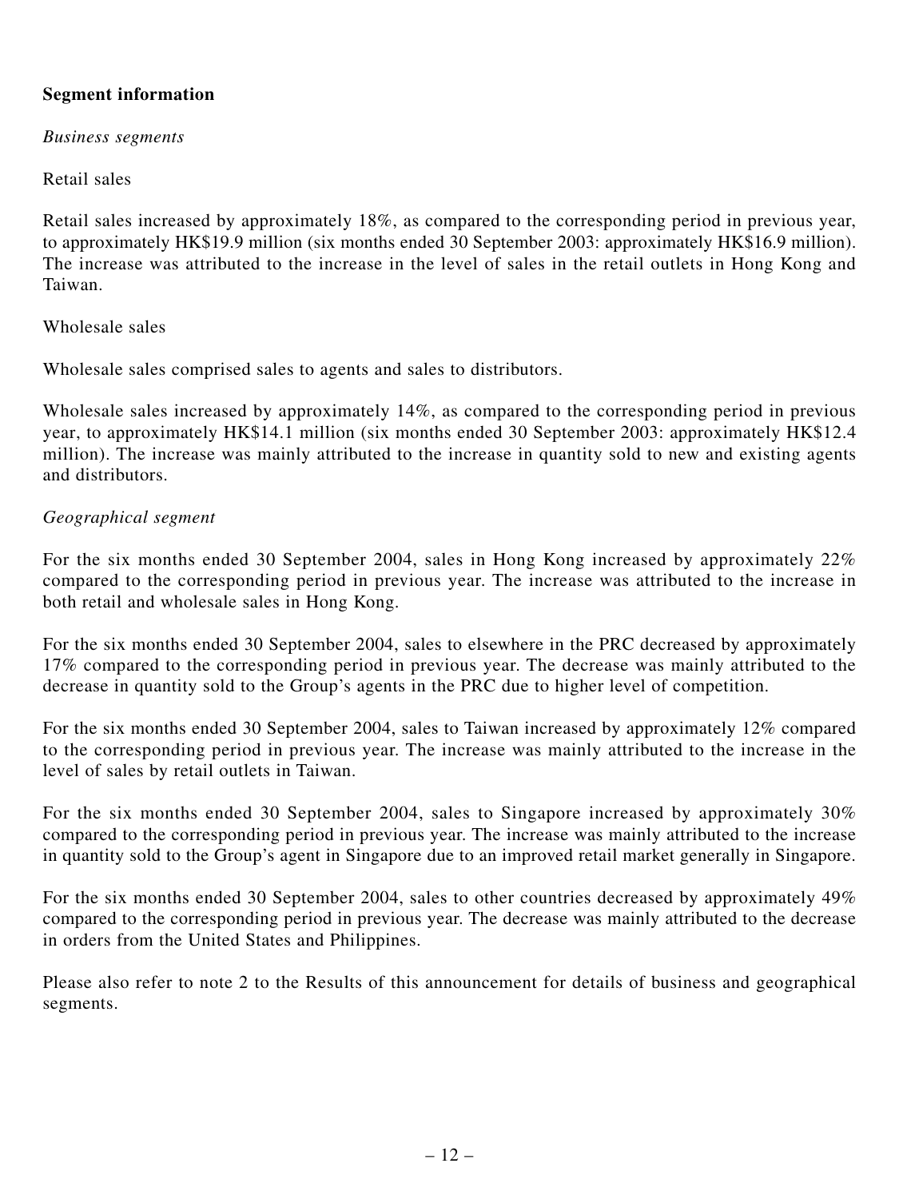## Segment information

*Business segments*

Retail sales

Retail sales increased by approximately 18%, as compared to the corresponding period in previous year, to approximately HK$19.9 million (six months ended 30 September 2003: approximately HK$16.9 million). The increase was attributed to the increase in the level of sales in the retail outlets in Hong Kong and Taiwan.

Wholesale sales

Wholesale sales comprised sales to agents and sales to distributors.

Wholesale sales increased by approximately 14%, as compared to the corresponding period in previous year, to approximately HK$14.1 million (six months ended 30 September 2003: approximately HK$12.4 million). The increase was mainly attributed to the increase in quantity sold to new and existing agents and distributors.

*Geographical segment*

For the six months ended 30 September 2004, sales in Hong Kong increased by approximately 22% compared to the corresponding period in previous year. The increase was attributed to the increase in both retail and wholesale sales in Hong Kong.

For the six months ended 30 September 2004, sales to elsewhere in the PRC decreased by approximately 17% compared to the corresponding period in previous year. The decrease was mainly attributed to the decrease in quantity sold to the Group's agents in the PRC due to higher level of competition.

For the six months ended 30 September 2004, sales to Taiwan increased by approximately 12% compared to the corresponding period in previous year. The increase was mainly attributed to the increase in the level of sales by retail outlets in Taiwan.

For the six months ended 30 September 2004, sales to Singapore increased by approximately 30% compared to the corresponding period in previous year. The increase was mainly attributed to the increase in quantity sold to the Group's agent in Singapore due to an improved retail market generally in Singapore.

For the six months ended 30 September 2004, sales to other countries decreased by approximately 49% compared to the corresponding period in previous year. The decrease was mainly attributed to the decrease in orders from the United States and Philippines.

Please also refer to note 2 to the Results of this announcement for details of business and geographical segments.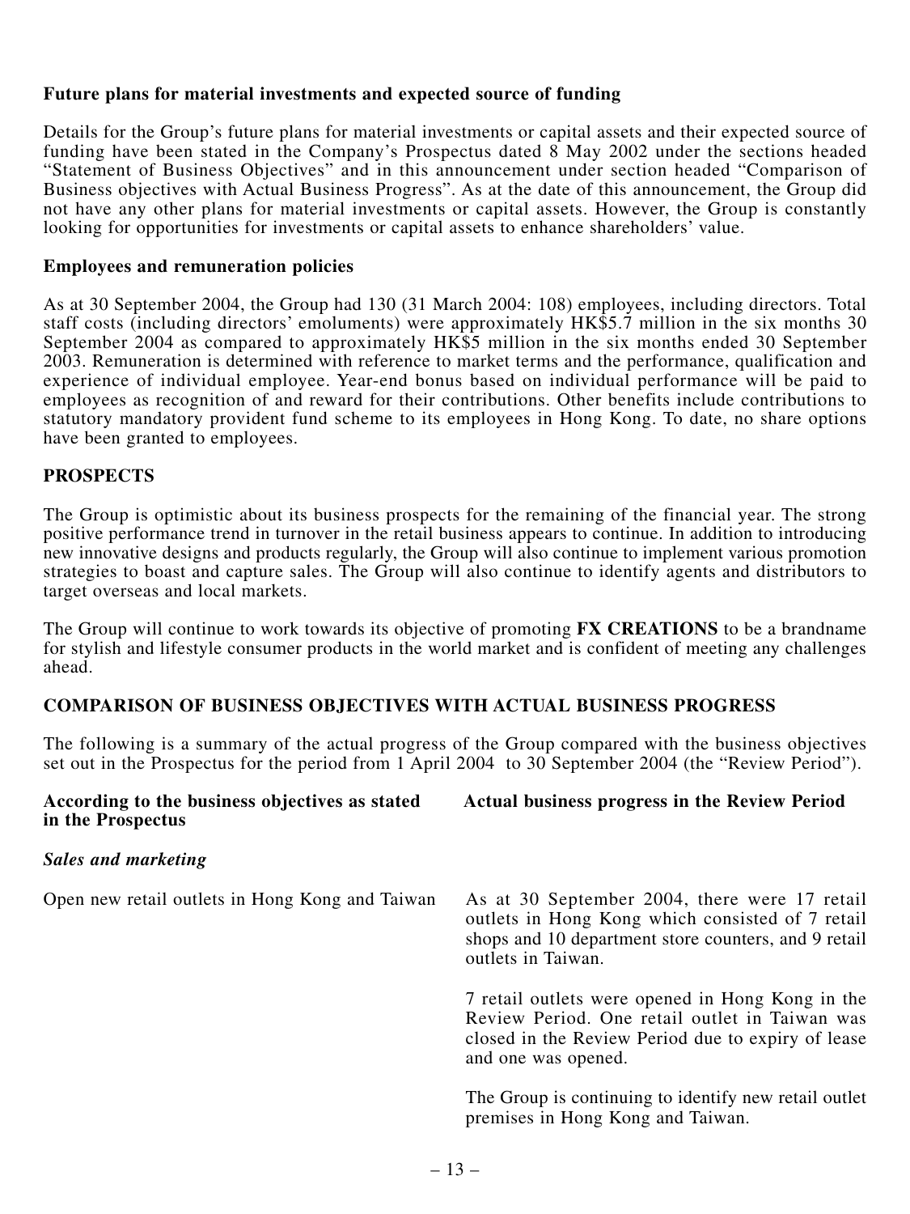### Future plans for material investments and expected source of funding

Details for the Group's future plans for material investments or capital assets and their expected source of funding have been stated in the Company's Prospectus dated 8 May 2002 under the sections headed "Statement of Business Objectives" and in this announcement under section headed "Comparison of Business objectives with Actual Business Progress". As at the date of this announcement, the Group did not have any other plans for material investments or capital assets. However, the Group is constantly looking for opportunities for investments or capital assets to enhance shareholders' value.

### Employees and remuneration policies

As at 30 September 2004, the Group had 130 (31 March 2004: 108) employees, including directors. Total staff costs (including directors' emoluments) were approximately HK$5.7 million in the six months 30 September 2004 as compared to approximately HK$5 million in the six months ended 30 September 2003. Remuneration is determined with reference to market terms and the performance, qualification and experience of individual employee. Year-end bonus based on individual performance will be paid to employees as recognition of and reward for their contributions. Other benefits include contributions to statutory mandatory provident fund scheme to its employees in Hong Kong. To date, no share options have been granted to employees.

## PROSPECTS

The Group is optimistic about its business prospects for the remaining of the financial year. The strong positive performance trend in turnover in the retail business appears to continue. In addition to introducing new innovative designs and products regularly, the Group will also continue to implement various promotion strategies to boast and capture sales. The Group will also continue to identify agents and distributors to target overseas and local markets.

The Group will continue to work towards its objective of promoting **FX CREATIONS** to be a brandname for stylish and lifestyle consumer products in the world market and is confident of meeting any challenges ahead.

## COMPARISON OF BUSINESS OBJECTIVES WITH ACTUAL BUSINESS PROGRESS

The following is a summary of the actual progress of the Group compared with the business objectives set out in the Prospectus for the period from 1 April 2004 to 30 September 2004 (the "Review Period").

| According to the business objectives as stated in the Prospectus | Actual business progress in the Review Period |
|---|---|
| ***Sales and marketing*** | |
| Open new retail outlets in Hong Kong and Taiwan | As at 30 September 2004, there were 17 retail outlets in Hong Kong which consisted of 7 retail shops and 10 department store counters, and 9 retail outlets in Taiwan.<br><br>7 retail outlets were opened in Hong Kong in the Review Period. One retail outlet in Taiwan was closed in the Review Period due to expiry of lease and one was opened.<br><br>The Group is continuing to identify new retail outlet premises in Hong Kong and Taiwan. |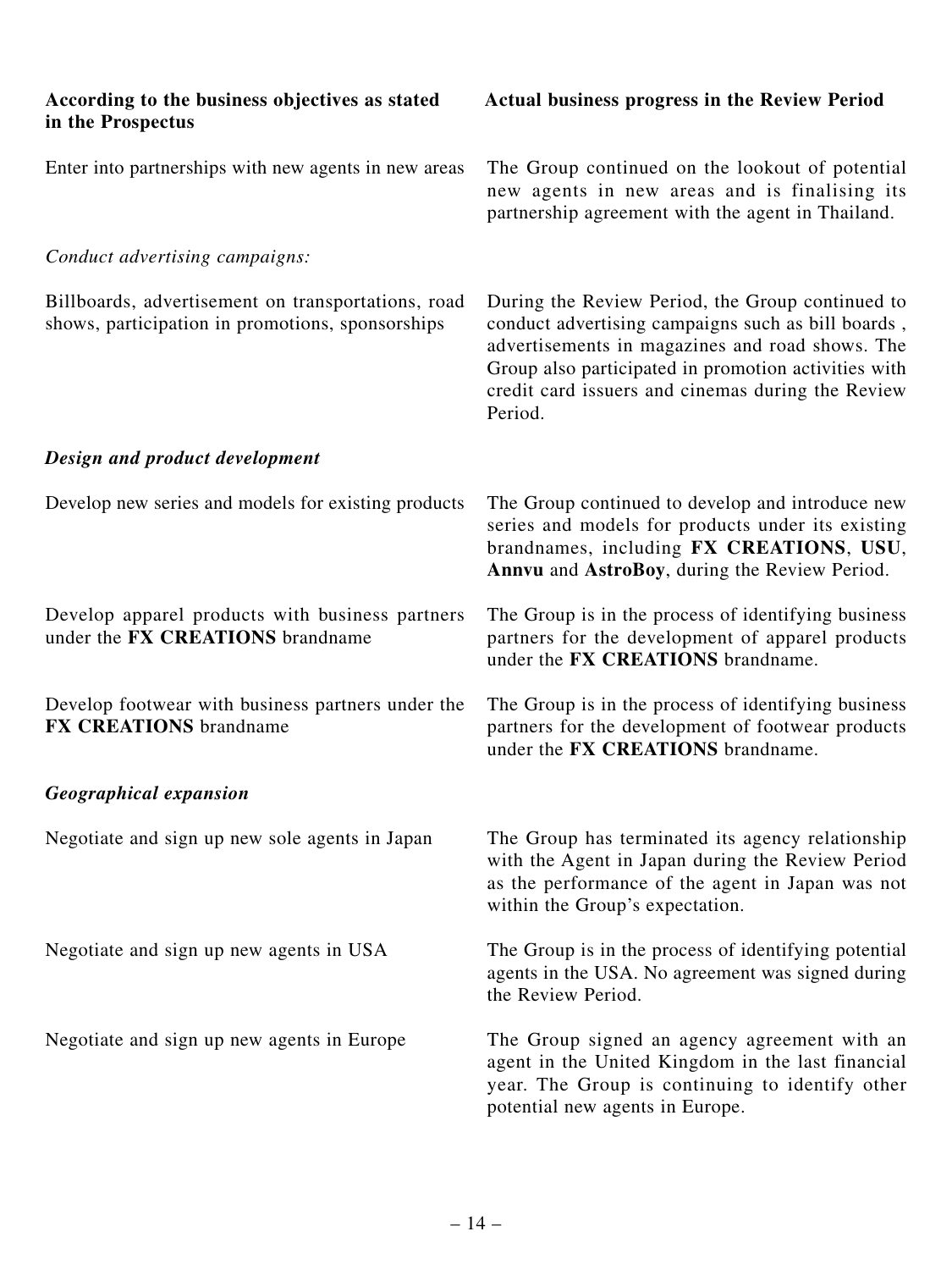| According to the business objectives as stated in the Prospectus | Actual business progress in the Review Period |
|---|---|
| Enter into partnerships with new agents in new areas | The Group continued on the lookout of potential new agents in new areas and is finalising its partnership agreement with the agent in Thailand. |
| *Conduct advertising campaigns:* | |
| Billboards, advertisement on transportations, road shows, participation in promotions, sponsorships | During the Review Period, the Group continued to conduct advertising campaigns such as bill boards , advertisements in magazines and road shows. The Group also participated in promotion activities with credit card issuers and cinemas during the Review Period. |
| ***Design and product development*** | |
| Develop new series and models for existing products | The Group continued to develop and introduce new series and models for products under its existing brandnames, including **FX CREATIONS**, **USU**, **Annvu** and **AstroBoy**, during the Review Period. |
| Develop apparel products with business partners under the **FX CREATIONS** brandname | The Group is in the process of identifying business partners for the development of apparel products under the **FX CREATIONS** brandname. |
| Develop footwear with business partners under the **FX CREATIONS** brandname | The Group is in the process of identifying business partners for the development of footwear products under the **FX CREATIONS** brandname. |
| ***Geographical expansion*** | |
| Negotiate and sign up new sole agents in Japan | The Group has terminated its agency relationship with the Agent in Japan during the Review Period as the performance of the agent in Japan was not within the Group's expectation. |
| Negotiate and sign up new agents in USA | The Group is in the process of identifying potential agents in the USA. No agreement was signed during the Review Period. |
| Negotiate and sign up new agents in Europe | The Group signed an agency agreement with an agent in the United Kingdom in the last financial year. The Group is continuing to identify other potential new agents in Europe. |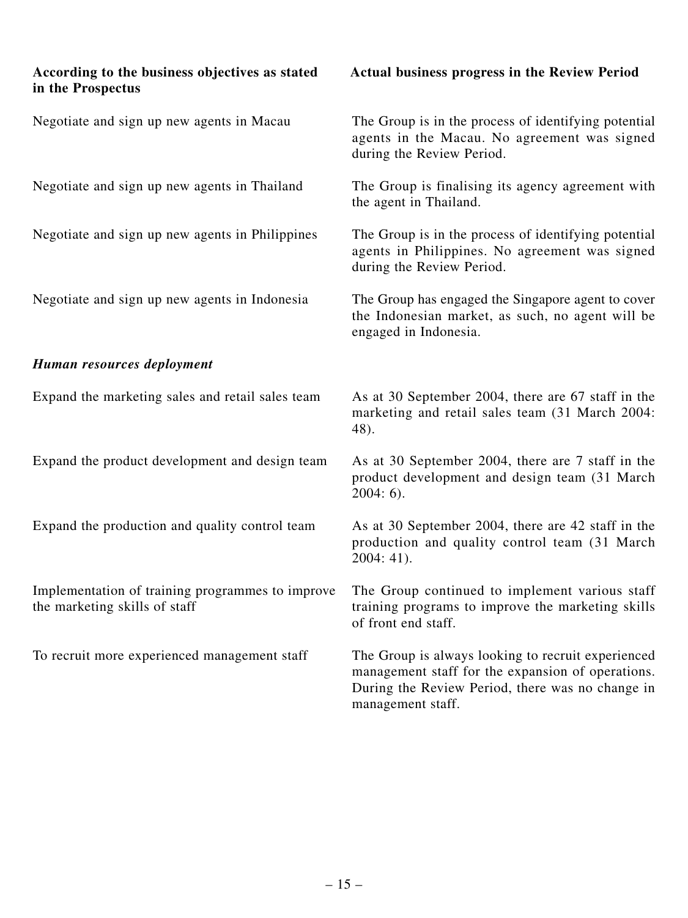| According to the business objectives as stated in the Prospectus | Actual business progress in the Review Period |
|---|---|
| Negotiate and sign up new agents in Macau | The Group is in the process of identifying potential agents in the Macau. No agreement was signed during the Review Period. |
| Negotiate and sign up new agents in Thailand | The Group is finalising its agency agreement with the agent in Thailand. |
| Negotiate and sign up new agents in Philippines | The Group is in the process of identifying potential agents in Philippines. No agreement was signed during the Review Period. |
| Negotiate and sign up new agents in Indonesia | The Group has engaged the Singapore agent to cover the Indonesian market, as such, no agent will be engaged in Indonesia. |
| ***Human resources deployment*** | |
| Expand the marketing sales and retail sales team | As at 30 September 2004, there are 67 staff in the marketing and retail sales team (31 March 2004: 48). |
| Expand the product development and design team | As at 30 September 2004, there are 7 staff in the product development and design team (31 March 2004: 6). |
| Expand the production and quality control team | As at 30 September 2004, there are 42 staff in the production and quality control team (31 March 2004: 41). |
| Implementation of training programmes to improve the marketing skills of staff | The Group continued to implement various staff training programs to improve the marketing skills of front end staff. |
| To recruit more experienced management staff | The Group is always looking to recruit experienced management staff for the expansion of operations. During the Review Period, there was no change in management staff. |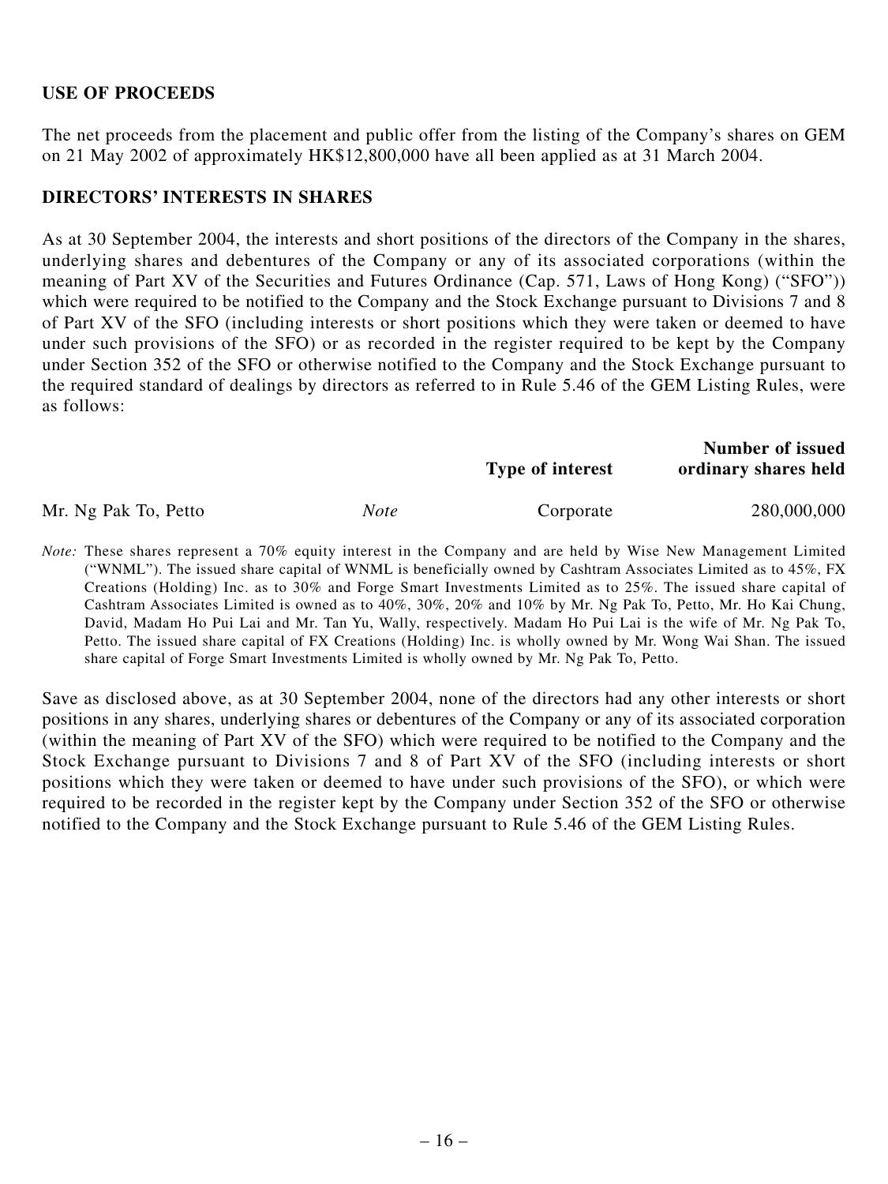## USE OF PROCEEDS

The net proceeds from the placement and public offer from the listing of the Company's shares on GEM on 21 May 2002 of approximately HK$12,800,000 have all been applied as at 31 March 2004.

## DIRECTORS' INTERESTS IN SHARES

As at 30 September 2004, the interests and short positions of the directors of the Company in the shares, underlying shares and debentures of the Company or any of its associated corporations (within the meaning of Part XV of the Securities and Futures Ordinance (Cap. 571, Laws of Hong Kong) ("SFO")) which were required to be notified to the Company and the Stock Exchange pursuant to Divisions 7 and 8 of Part XV of the SFO (including interests or short positions which they were taken or deemed to have under such provisions of the SFO) or as recorded in the register required to be kept by the Company under Section 352 of the SFO or otherwise notified to the Company and the Stock Exchange pursuant to the required standard of dealings by directors as referred to in Rule 5.46 of the GEM Listing Rules, were as follows:

| | | Type of interest | Number of issued ordinary shares held |
|---|---|---|---|
| Mr. Ng Pak To, Petto | *Note* | Corporate | 280,000,000 |

*Note:* These shares represent a 70% equity interest in the Company and are held by Wise New Management Limited ("WNML"). The issued share capital of WNML is beneficially owned by Cashtram Associates Limited as to 45%, FX Creations (Holding) Inc. as to 30% and Forge Smart Investments Limited as to 25%. The issued share capital of Cashtram Associates Limited is owned as to 40%, 30%, 20% and 10% by Mr. Ng Pak To, Petto, Mr. Ho Kai Chung, David, Madam Ho Pui Lai and Mr. Tan Yu, Wally, respectively. Madam Ho Pui Lai is the wife of Mr. Ng Pak To, Petto. The issued share capital of FX Creations (Holding) Inc. is wholly owned by Mr. Wong Wai Shan. The issued share capital of Forge Smart Investments Limited is wholly owned by Mr. Ng Pak To, Petto.

Save as disclosed above, as at 30 September 2004, none of the directors had any other interests or short positions in any shares, underlying shares or debentures of the Company or any of its associated corporation (within the meaning of Part XV of the SFO) which were required to be notified to the Company and the Stock Exchange pursuant to Divisions 7 and 8 of Part XV of the SFO (including interests or short positions which they were taken or deemed to have under such provisions of the SFO), or which were required to be recorded in the register kept by the Company under Section 352 of the SFO or otherwise notified to the Company and the Stock Exchange pursuant to Rule 5.46 of the GEM Listing Rules.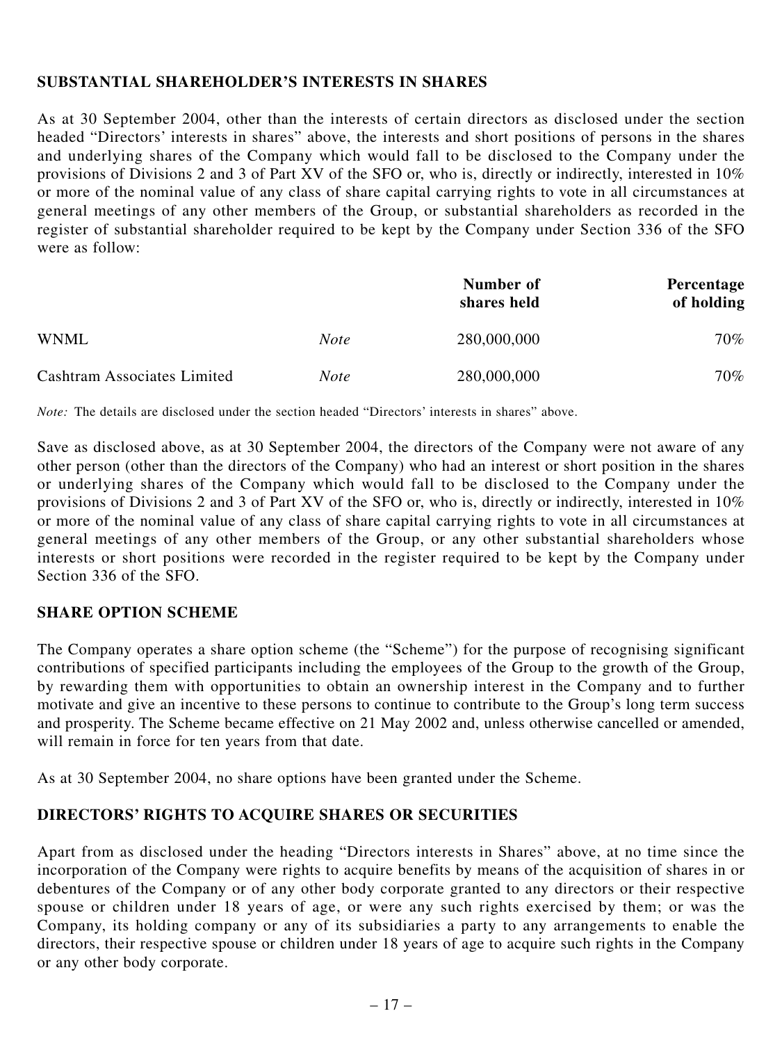## SUBSTANTIAL SHAREHOLDER'S INTERESTS IN SHARES

As at 30 September 2004, other than the interests of certain directors as disclosed under the section headed "Directors' interests in shares" above, the interests and short positions of persons in the shares and underlying shares of the Company which would fall to be disclosed to the Company under the provisions of Divisions 2 and 3 of Part XV of the SFO or, who is, directly or indirectly, interested in 10% or more of the nominal value of any class of share capital carrying rights to vote in all circumstances at general meetings of any other members of the Group, or substantial shareholders as recorded in the register of substantial shareholder required to be kept by the Company under Section 336 of the SFO were as follow:

| | | Number of shares held | Percentage of holding |
|---|---|---|---|
| WNML | *Note* | 280,000,000 | 70% |
| Cashtram Associates Limited | *Note* | 280,000,000 | 70% |

*Note:* The details are disclosed under the section headed "Directors' interests in shares" above.

Save as disclosed above, as at 30 September 2004, the directors of the Company were not aware of any other person (other than the directors of the Company) who had an interest or short position in the shares or underlying shares of the Company which would fall to be disclosed to the Company under the provisions of Divisions 2 and 3 of Part XV of the SFO or, who is, directly or indirectly, interested in 10% or more of the nominal value of any class of share capital carrying rights to vote in all circumstances at general meetings of any other members of the Group, or any other substantial shareholders whose interests or short positions were recorded in the register required to be kept by the Company under Section 336 of the SFO.

## SHARE OPTION SCHEME

The Company operates a share option scheme (the "Scheme") for the purpose of recognising significant contributions of specified participants including the employees of the Group to the growth of the Group, by rewarding them with opportunities to obtain an ownership interest in the Company and to further motivate and give an incentive to these persons to continue to contribute to the Group's long term success and prosperity. The Scheme became effective on 21 May 2002 and, unless otherwise cancelled or amended, will remain in force for ten years from that date.

As at 30 September 2004, no share options have been granted under the Scheme.

## DIRECTORS' RIGHTS TO ACQUIRE SHARES OR SECURITIES

Apart from as disclosed under the heading "Directors interests in Shares" above, at no time since the incorporation of the Company were rights to acquire benefits by means of the acquisition of shares in or debentures of the Company or of any other body corporate granted to any directors or their respective spouse or children under 18 years of age, or were any such rights exercised by them; or was the Company, its holding company or any of its subsidiaries a party to any arrangements to enable the directors, their respective spouse or children under 18 years of age to acquire such rights in the Company or any other body corporate.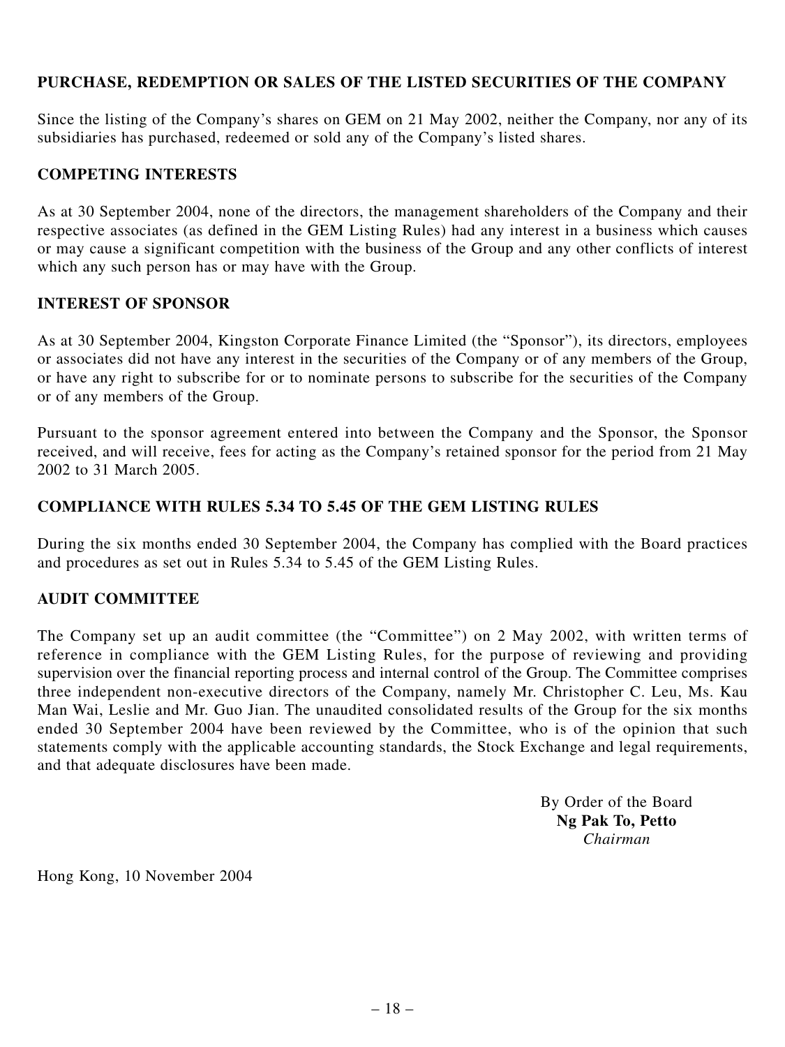## PURCHASE, REDEMPTION OR SALES OF THE LISTED SECURITIES OF THE COMPANY

Since the listing of the Company's shares on GEM on 21 May 2002, neither the Company, nor any of its subsidiaries has purchased, redeemed or sold any of the Company's listed shares.

## COMPETING INTERESTS

As at 30 September 2004, none of the directors, the management shareholders of the Company and their respective associates (as defined in the GEM Listing Rules) had any interest in a business which causes or may cause a significant competition with the business of the Group and any other conflicts of interest which any such person has or may have with the Group.

## INTEREST OF SPONSOR

As at 30 September 2004, Kingston Corporate Finance Limited (the "Sponsor"), its directors, employees or associates did not have any interest in the securities of the Company or of any members of the Group, or have any right to subscribe for or to nominate persons to subscribe for the securities of the Company or of any members of the Group.

Pursuant to the sponsor agreement entered into between the Company and the Sponsor, the Sponsor received, and will receive, fees for acting as the Company's retained sponsor for the period from 21 May 2002 to 31 March 2005.

## COMPLIANCE WITH RULES 5.34 TO 5.45 OF THE GEM LISTING RULES

During the six months ended 30 September 2004, the Company has complied with the Board practices and procedures as set out in Rules 5.34 to 5.45 of the GEM Listing Rules.

## AUDIT COMMITTEE

The Company set up an audit committee (the "Committee") on 2 May 2002, with written terms of reference in compliance with the GEM Listing Rules, for the purpose of reviewing and providing supervision over the financial reporting process and internal control of the Group. The Committee comprises three independent non-executive directors of the Company, namely Mr. Christopher C. Leu, Ms. Kau Man Wai, Leslie and Mr. Guo Jian. The unaudited consolidated results of the Group for the six months ended 30 September 2004 have been reviewed by the Committee, who is of the opinion that such statements comply with the applicable accounting standards, the Stock Exchange and legal requirements, and that adequate disclosures have been made.

By Order of the Board
**Ng Pak To, Petto**
*Chairman*

Hong Kong, 10 November 2004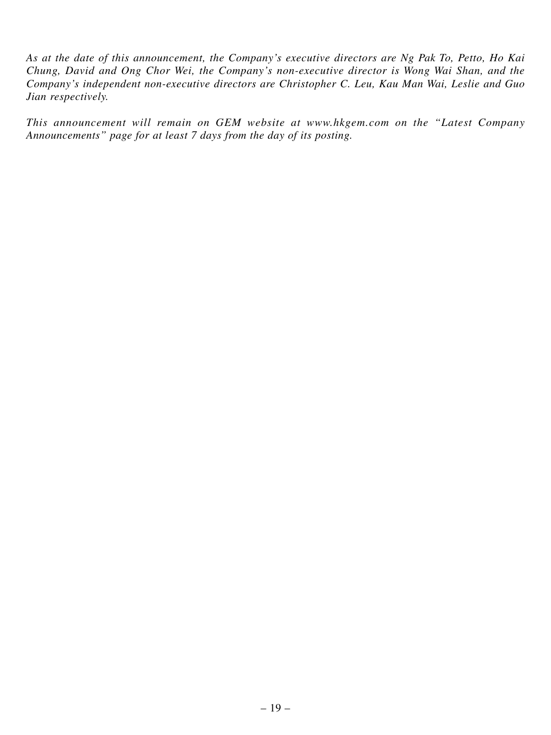*As at the date of this announcement, the Company's executive directors are Ng Pak To, Petto, Ho Kai Chung, David and Ong Chor Wei, the Company's non-executive director is Wong Wai Shan, and the Company's independent non-executive directors are Christopher C. Leu, Kau Man Wai, Leslie and Guo Jian respectively.*

*This announcement will remain on GEM website at www.hkgem.com on the "Latest Company Announcements" page for at least 7 days from the day of its posting.*